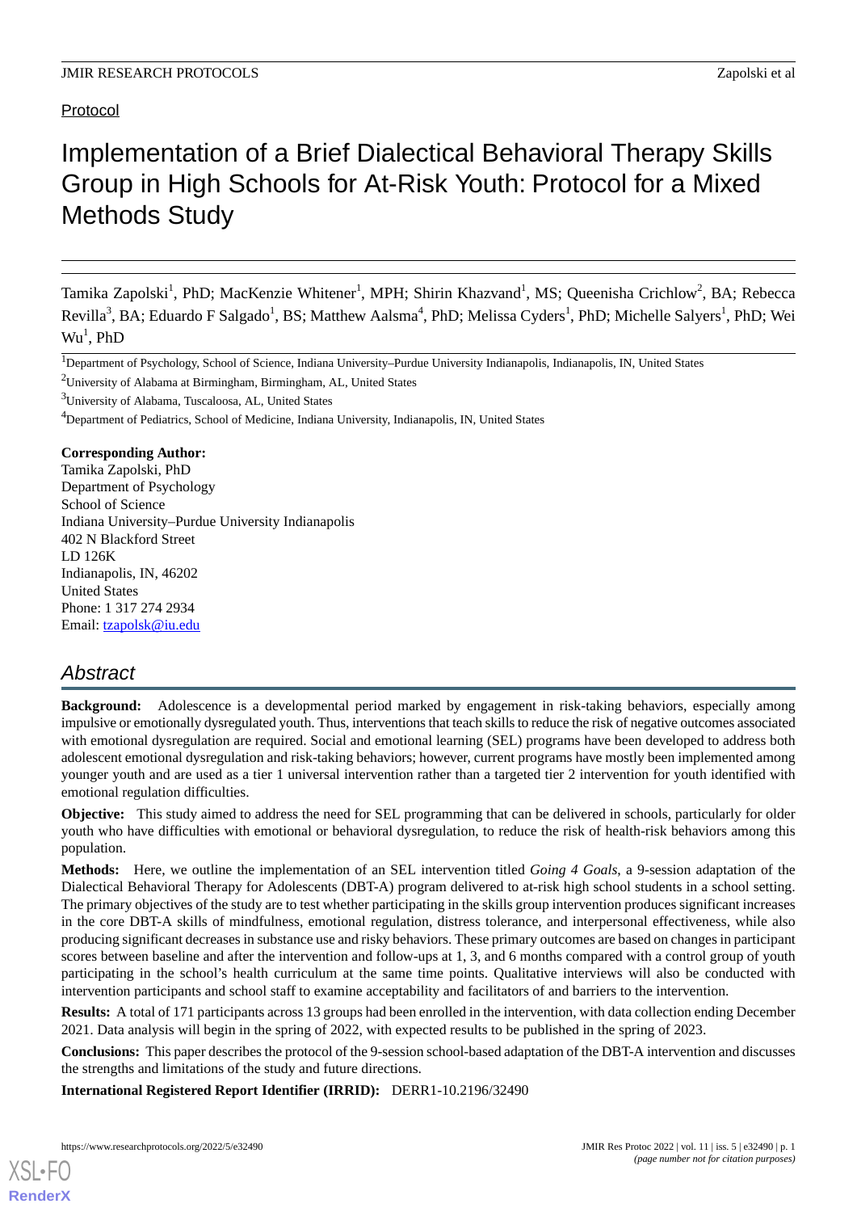Protocol

# Implementation of a Brief Dialectical Behavioral Therapy Skills Group in High Schools for At-Risk Youth: Protocol for a Mixed Methods Study

Tamika Zapolski[1], PhD; MacKenzie Whitener[1], MPH; Shirin Khazvand[1], MS; Queenisha Crichlow[2], BA; Rebecca Revilla[3], BA; Eduardo F Salgado[1], BS; Matthew Aalsma[4], PhD; Melissa Cyders[1], PhD; Michelle Salyers[1], PhD; Wei Wu[1], PhD

[1]Department of Psychology, School of Science, Indiana University–Purdue University Indianapolis, Indianapolis, IN, United States

[2]University of Alabama at Birmingham, Birmingham, AL, United States

[3]University of Alabama, Tuscaloosa, AL, United States

[4]Department of Pediatrics, School of Medicine, Indiana University, Indianapolis, IN, United States

**Corresponding Author:**
Tamika Zapolski, PhD
Department of Psychology
School of Science
Indiana University–Purdue University Indianapolis
402 N Blackford Street
LD 126K
Indianapolis, IN, 46202
United States
Phone: 1 317 274 2934
Email: tzapolsk@iu.edu

## Abstract

**Background:** Adolescence is a developmental period marked by engagement in risk-taking behaviors, especially among impulsive or emotionally dysregulated youth. Thus, interventions that teach skills to reduce the risk of negative outcomes associated with emotional dysregulation are required. Social and emotional learning (SEL) programs have been developed to address both adolescent emotional dysregulation and risk-taking behaviors; however, current programs have mostly been implemented among younger youth and are used as a tier 1 universal intervention rather than a targeted tier 2 intervention for youth identified with emotional regulation difficulties.

**Objective:** This study aimed to address the need for SEL programming that can be delivered in schools, particularly for older youth who have difficulties with emotional or behavioral dysregulation, to reduce the risk of health-risk behaviors among this population.

**Methods:** Here, we outline the implementation of an SEL intervention titled *Going 4 Goals*, a 9-session adaptation of the Dialectical Behavioral Therapy for Adolescents (DBT-A) program delivered to at-risk high school students in a school setting. The primary objectives of the study are to test whether participating in the skills group intervention produces significant increases in the core DBT-A skills of mindfulness, emotional regulation, distress tolerance, and interpersonal effectiveness, while also producing significant decreases in substance use and risky behaviors. These primary outcomes are based on changes in participant scores between baseline and after the intervention and follow-ups at 1, 3, and 6 months compared with a control group of youth participating in the school's health curriculum at the same time points. Qualitative interviews will also be conducted with intervention participants and school staff to examine acceptability and facilitators of and barriers to the intervention.

**Results:** A total of 171 participants across 13 groups had been enrolled in the intervention, with data collection ending December 2021. Data analysis will begin in the spring of 2022, with expected results to be published in the spring of 2023.

**Conclusions:** This paper describes the protocol of the 9-session school-based adaptation of the DBT-A intervention and discusses the strengths and limitations of the study and future directions.

**International Registered Report Identifier (IRRID):** DERR1-10.2196/32490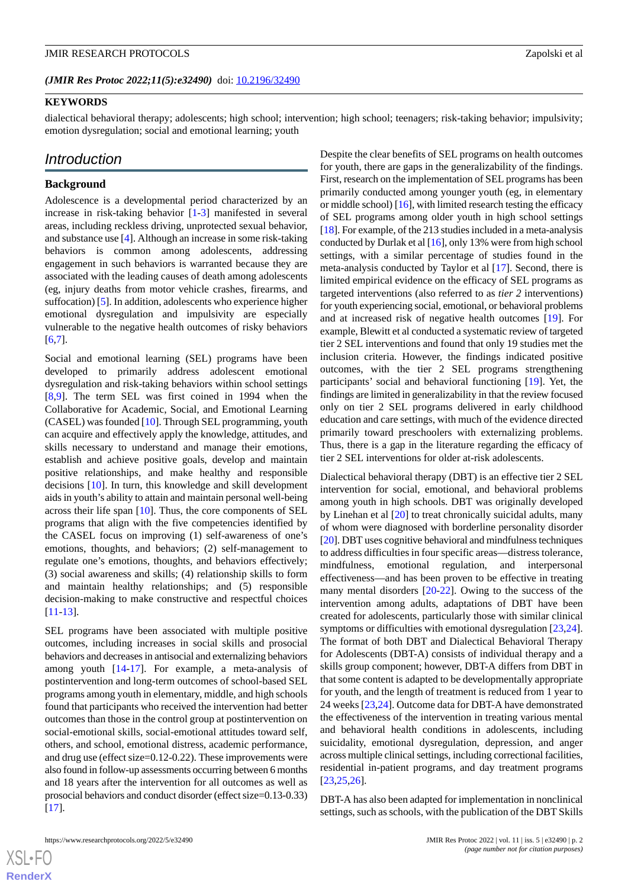*(JMIR Res Protoc 2022;11(5):e32490)* doi: 10.2196/32490

**KEYWORDS**

dialectical behavioral therapy; adolescents; high school; intervention; high school; teenagers; risk-taking behavior; impulsivity; emotion dysregulation; social and emotional learning; youth

## Introduction

### Background

Adolescence is a developmental period characterized by an increase in risk-taking behavior [1-3] manifested in several areas, including reckless driving, unprotected sexual behavior, and substance use [4]. Although an increase in some risk-taking behaviors is common among adolescents, addressing engagement in such behaviors is warranted because they are associated with the leading causes of death among adolescents (eg, injury deaths from motor vehicle crashes, firearms, and suffocation) [5]. In addition, adolescents who experience higher emotional dysregulation and impulsivity are especially vulnerable to the negative health outcomes of risky behaviors [6,7].

Social and emotional learning (SEL) programs have been developed to primarily address adolescent emotional dysregulation and risk-taking behaviors within school settings [8,9]. The term SEL was first coined in 1994 when the Collaborative for Academic, Social, and Emotional Learning (CASEL) was founded [10]. Through SEL programming, youth can acquire and effectively apply the knowledge, attitudes, and skills necessary to understand and manage their emotions, establish and achieve positive goals, develop and maintain positive relationships, and make healthy and responsible decisions [10]. In turn, this knowledge and skill development aids in youth's ability to attain and maintain personal well-being across their life span [10]. Thus, the core components of SEL programs that align with the five competencies identified by the CASEL focus on improving (1) self-awareness of one's emotions, thoughts, and behaviors; (2) self-management to regulate one's emotions, thoughts, and behaviors effectively; (3) social awareness and skills; (4) relationship skills to form and maintain healthy relationships; and (5) responsible decision-making to make constructive and respectful choices [11-13].

SEL programs have been associated with multiple positive outcomes, including increases in social skills and prosocial behaviors and decreases in antisocial and externalizing behaviors among youth [14-17]. For example, a meta-analysis of postintervention and long-term outcomes of school-based SEL programs among youth in elementary, middle, and high schools found that participants who received the intervention had better outcomes than those in the control group at postintervention on social-emotional skills, social-emotional attitudes toward self, others, and school, emotional distress, academic performance, and drug use (effect size=0.12-0.22). These improvements were also found in follow-up assessments occurring between 6 months and 18 years after the intervention for all outcomes as well as prosocial behaviors and conduct disorder (effect size=0.13-0.33) [17].

Despite the clear benefits of SEL programs on health outcomes for youth, there are gaps in the generalizability of the findings. First, research on the implementation of SEL programs has been primarily conducted among younger youth (eg, in elementary or middle school) [16], with limited research testing the efficacy of SEL programs among older youth in high school settings [18]. For example, of the 213 studies included in a meta-analysis conducted by Durlak et al [16], only 13% were from high school settings, with a similar percentage of studies found in the meta-analysis conducted by Taylor et al [17]. Second, there is limited empirical evidence on the efficacy of SEL programs as targeted interventions (also referred to as *tier 2* interventions) for youth experiencing social, emotional, or behavioral problems and at increased risk of negative health outcomes [19]. For example, Blewitt et al conducted a systematic review of targeted tier 2 SEL interventions and found that only 19 studies met the inclusion criteria. However, the findings indicated positive outcomes, with the tier 2 SEL programs strengthening participants' social and behavioral functioning [19]. Yet, the findings are limited in generalizability in that the review focused only on tier 2 SEL programs delivered in early childhood education and care settings, with much of the evidence directed primarily toward preschoolers with externalizing problems. Thus, there is a gap in the literature regarding the efficacy of tier 2 SEL interventions for older at-risk adolescents.

Dialectical behavioral therapy (DBT) is an effective tier 2 SEL intervention for social, emotional, and behavioral problems among youth in high schools. DBT was originally developed by Linehan et al [20] to treat chronically suicidal adults, many of whom were diagnosed with borderline personality disorder [20]. DBT uses cognitive behavioral and mindfulness techniques to address difficulties in four specific areas—distress tolerance, mindfulness, emotional regulation, and interpersonal effectiveness—and has been proven to be effective in treating many mental disorders [20-22]. Owing to the success of the intervention among adults, adaptations of DBT have been created for adolescents, particularly those with similar clinical symptoms or difficulties with emotional dysregulation [23,24]. The format of both DBT and Dialectical Behavioral Therapy for Adolescents (DBT-A) consists of individual therapy and a skills group component; however, DBT-A differs from DBT in that some content is adapted to be developmentally appropriate for youth, and the length of treatment is reduced from 1 year to 24 weeks [23,24]. Outcome data for DBT-A have demonstrated the effectiveness of the intervention in treating various mental and behavioral health conditions in adolescents, including suicidality, emotional dysregulation, depression, and anger across multiple clinical settings, including correctional facilities, residential in-patient programs, and day treatment programs [23,25,26].

DBT-A has also been adapted for implementation in nonclinical settings, such as schools, with the publication of the DBT Skills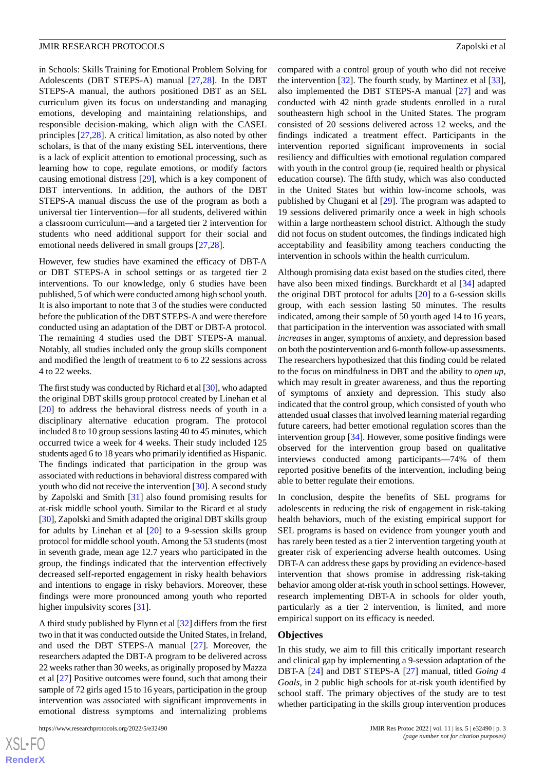in Schools: Skills Training for Emotional Problem Solving for Adolescents (DBT STEPS-A) manual [27,28]. In the DBT STEPS-A manual, the authors positioned DBT as an SEL curriculum given its focus on understanding and managing emotions, developing and maintaining relationships, and responsible decision-making, which align with the CASEL principles [27,28]. A critical limitation, as also noted by other scholars, is that of the many existing SEL interventions, there is a lack of explicit attention to emotional processing, such as learning how to cope, regulate emotions, or modify factors causing emotional distress [29], which is a key component of DBT interventions. In addition, the authors of the DBT STEPS-A manual discuss the use of the program as both a universal tier 1intervention—for all students, delivered within a classroom curriculum—and a targeted tier 2 intervention for students who need additional support for their social and emotional needs delivered in small groups [27,28].

However, few studies have examined the efficacy of DBT-A or DBT STEPS-A in school settings or as targeted tier 2 interventions. To our knowledge, only 6 studies have been published, 5 of which were conducted among high school youth. It is also important to note that 3 of the studies were conducted before the publication of the DBT STEPS-A and were therefore conducted using an adaptation of the DBT or DBT-A protocol. The remaining 4 studies used the DBT STEPS-A manual. Notably, all studies included only the group skills component and modified the length of treatment to 6 to 22 sessions across 4 to 22 weeks.

The first study was conducted by Richard et al [30], who adapted the original DBT skills group protocol created by Linehan et al [20] to address the behavioral distress needs of youth in a disciplinary alternative education program. The protocol included 8 to 10 group sessions lasting 40 to 45 minutes, which occurred twice a week for 4 weeks. Their study included 125 students aged 6 to 18 years who primarily identified as Hispanic. The findings indicated that participation in the group was associated with reductions in behavioral distress compared with youth who did not receive the intervention [30]. A second study by Zapolski and Smith [31] also found promising results for at-risk middle school youth. Similar to the Ricard et al study [30], Zapolski and Smith adapted the original DBT skills group for adults by Linehan et al [20] to a 9-session skills group protocol for middle school youth. Among the 53 students (most in seventh grade, mean age 12.7 years who participated in the group, the findings indicated that the intervention effectively decreased self-reported engagement in risky health behaviors and intentions to engage in risky behaviors. Moreover, these findings were more pronounced among youth who reported higher impulsivity scores [31].

A third study published by Flynn et al [32] differs from the first two in that it was conducted outside the United States, in Ireland, and used the DBT STEPS-A manual [27]. Moreover, the researchers adapted the DBT-A program to be delivered across 22 weeks rather than 30 weeks, as originally proposed by Mazza et al [27] Positive outcomes were found, such that among their sample of 72 girls aged 15 to 16 years, participation in the group intervention was associated with significant improvements in emotional distress symptoms and internalizing problems compared with a control group of youth who did not receive the intervention [32]. The fourth study, by Martinez et al [33], also implemented the DBT STEPS-A manual [27] and was conducted with 42 ninth grade students enrolled in a rural southeastern high school in the United States. The program consisted of 20 sessions delivered across 12 weeks, and the findings indicated a treatment effect. Participants in the intervention reported significant improvements in social resiliency and difficulties with emotional regulation compared with youth in the control group (ie, required health or physical education course). The fifth study, which was also conducted in the United States but within low-income schools, was published by Chugani et al [29]. The program was adapted to 19 sessions delivered primarily once a week in high schools within a large northeastern school district. Although the study did not focus on student outcomes, the findings indicated high acceptability and feasibility among teachers conducting the intervention in schools within the health curriculum.

Although promising data exist based on the studies cited, there have also been mixed findings. Burckhardt et al [34] adapted the original DBT protocol for adults [20] to a 6-session skills group, with each session lasting 50 minutes. The results indicated, among their sample of 50 youth aged 14 to 16 years, that participation in the intervention was associated with small *increases* in anger, symptoms of anxiety, and depression based on both the postintervention and 6-month follow-up assessments. The researchers hypothesized that this finding could be related to the focus on mindfulness in DBT and the ability to *open up*, which may result in greater awareness, and thus the reporting of symptoms of anxiety and depression. This study also indicated that the control group, which consisted of youth who attended usual classes that involved learning material regarding future careers, had better emotional regulation scores than the intervention group [34]. However, some positive findings were observed for the intervention group based on qualitative interviews conducted among participants—74% of them reported positive benefits of the intervention, including being able to better regulate their emotions.

In conclusion, despite the benefits of SEL programs for adolescents in reducing the risk of engagement in risk-taking health behaviors, much of the existing empirical support for SEL programs is based on evidence from younger youth and has rarely been tested as a tier 2 intervention targeting youth at greater risk of experiencing adverse health outcomes. Using DBT-A can address these gaps by providing an evidence-based intervention that shows promise in addressing risk-taking behavior among older at-risk youth in school settings. However, research implementing DBT-A in schools for older youth, particularly as a tier 2 intervention, is limited, and more empirical support on its efficacy is needed.

## Objectives

In this study, we aim to fill this critically important research and clinical gap by implementing a 9-session adaptation of the DBT-A [24] and DBT STEPS-A [27] manual, titled *Going 4 Goals*, in 2 public high schools for at-risk youth identified by school staff. The primary objectives of the study are to test whether participating in the skills group intervention produces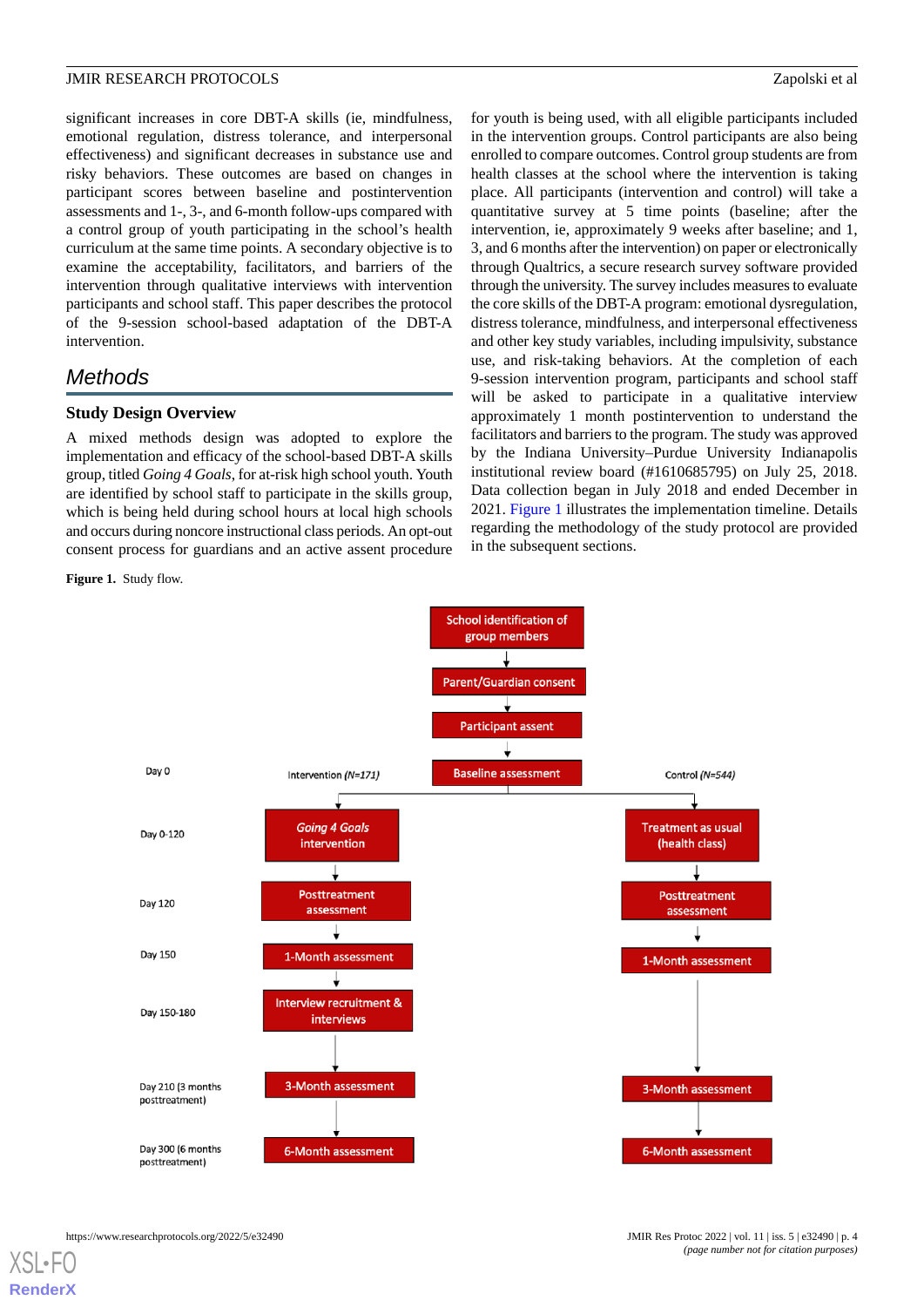significant increases in core DBT-A skills (ie, mindfulness, emotional regulation, distress tolerance, and interpersonal effectiveness) and significant decreases in substance use and risky behaviors. These outcomes are based on changes in participant scores between baseline and postintervention assessments and 1-, 3-, and 6-month follow-ups compared with a control group of youth participating in the school's health curriculum at the same time points. A secondary objective is to examine the acceptability, facilitators, and barriers of the intervention through qualitative interviews with intervention participants and school staff. This paper describes the protocol of the 9-session school-based adaptation of the DBT-A intervention.

## Methods

### Study Design Overview

A mixed methods design was adopted to explore the implementation and efficacy of the school-based DBT-A skills group, titled *Going 4 Goals*, for at-risk high school youth. Youth are identified by school staff to participate in the skills group, which is being held during school hours at local high schools and occurs during noncore instructional class periods. An opt-out consent process for guardians and an active assent procedure for youth is being used, with all eligible participants included in the intervention groups. Control participants are also being enrolled to compare outcomes. Control group students are from health classes at the school where the intervention is taking place. All participants (intervention and control) will take a quantitative survey at 5 time points (baseline; after the intervention, ie, approximately 9 weeks after baseline; and 1, 3, and 6 months after the intervention) on paper or electronically through Qualtrics, a secure research survey software provided through the university. The survey includes measures to evaluate the core skills of the DBT-A program: emotional dysregulation, distress tolerance, mindfulness, and interpersonal effectiveness and other key study variables, including impulsivity, substance use, and risk-taking behaviors. At the completion of each 9-session intervention program, participants and school staff will be asked to participate in a qualitative interview approximately 1 month postintervention to understand the facilitators and barriers to the program. The study was approved by the Indiana University–Purdue University Indianapolis institutional review board (#1610685795) on July 25, 2018. Data collection began in July 2018 and ended December in 2021. Figure 1 illustrates the implementation timeline. Details regarding the methodology of the study protocol are provided in the subsequent sections.

**Figure 1.** Study flow.

| Day | Intervention (N=171) | Control (N=544) |
|---|---|---|
| | School identification of group members → Parent/Guardian consent → Participant assent | |
| Day 0 | Baseline assessment | Baseline assessment |
| Day 0-120 | *Going 4 Goals* intervention | Treatment as usual (health class) |
| Day 120 | Posttreatment assessment | Posttreatment assessment |
| Day 150 | 1-Month assessment | 1-Month assessment |
| Day 150-180 | Interview recruitment & interviews | |
| Day 210 (3 months posttreatment) | 3-Month assessment | 3-Month assessment |
| Day 300 (6 months posttreatment) | 6-Month assessment | 6-Month assessment |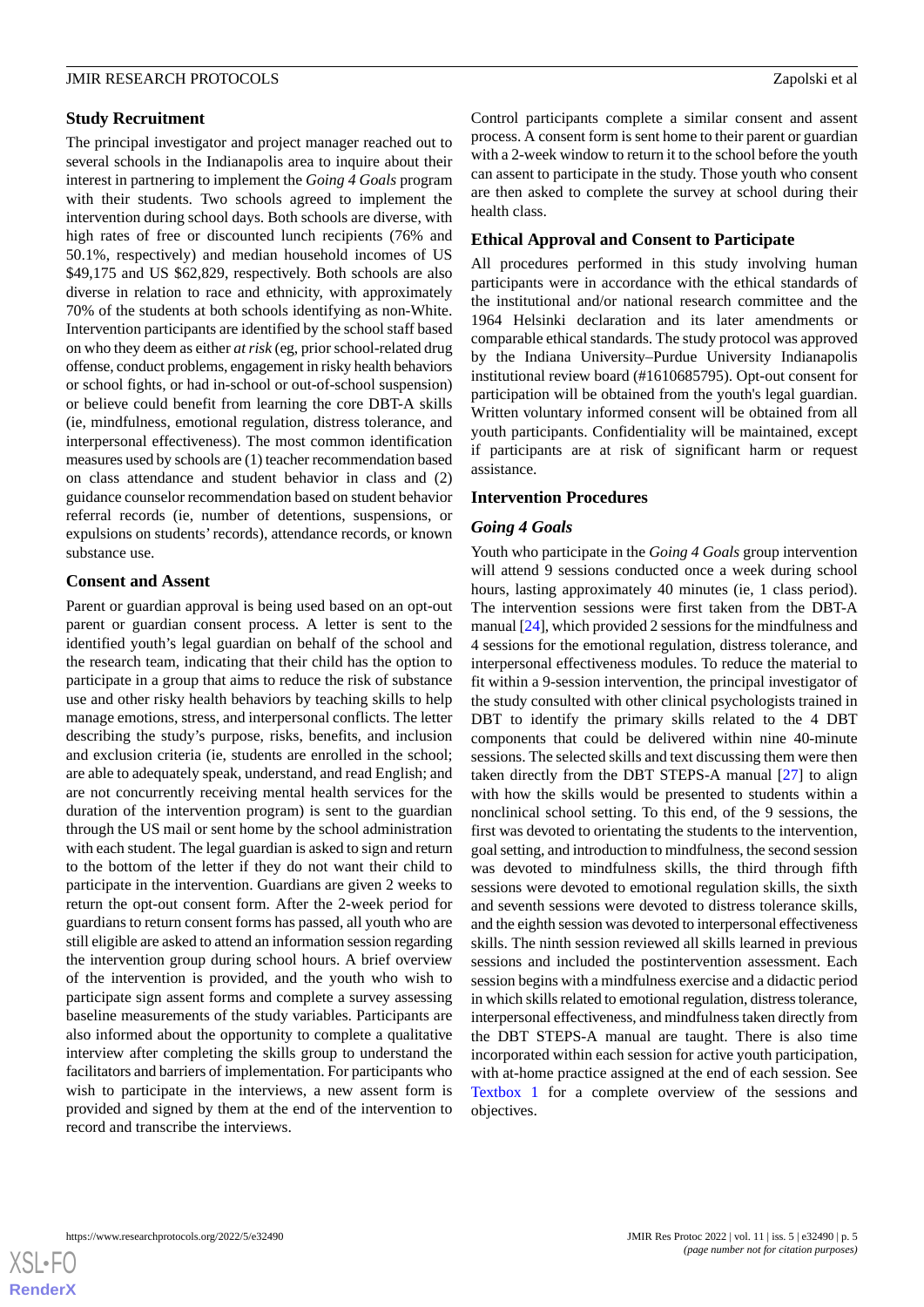## Study Recruitment

The principal investigator and project manager reached out to several schools in the Indianapolis area to inquire about their interest in partnering to implement the *Going 4 Goals* program with their students. Two schools agreed to implement the intervention during school days. Both schools are diverse, with high rates of free or discounted lunch recipients (76% and 50.1%, respectively) and median household incomes of US $49,175 and US $62,829, respectively. Both schools are also diverse in relation to race and ethnicity, with approximately 70% of the students at both schools identifying as non-White. Intervention participants are identified by the school staff based on who they deem as either *at risk* (eg, prior school-related drug offense, conduct problems, engagement in risky health behaviors or school fights, or had in-school or out-of-school suspension) or believe could benefit from learning the core DBT-A skills (ie, mindfulness, emotional regulation, distress tolerance, and interpersonal effectiveness). The most common identification measures used by schools are (1) teacher recommendation based on class attendance and student behavior in class and (2) guidance counselor recommendation based on student behavior referral records (ie, number of detentions, suspensions, or expulsions on students' records), attendance records, or known substance use.

## Consent and Assent

Parent or guardian approval is being used based on an opt-out parent or guardian consent process. A letter is sent to the identified youth's legal guardian on behalf of the school and the research team, indicating that their child has the option to participate in a group that aims to reduce the risk of substance use and other risky health behaviors by teaching skills to help manage emotions, stress, and interpersonal conflicts. The letter describing the study's purpose, risks, benefits, and inclusion and exclusion criteria (ie, students are enrolled in the school; are able to adequately speak, understand, and read English; and are not concurrently receiving mental health services for the duration of the intervention program) is sent to the guardian through the US mail or sent home by the school administration with each student. The legal guardian is asked to sign and return to the bottom of the letter if they do not want their child to participate in the intervention. Guardians are given 2 weeks to return the opt-out consent form. After the 2-week period for guardians to return consent forms has passed, all youth who are still eligible are asked to attend an information session regarding the intervention group during school hours. A brief overview of the intervention is provided, and the youth who wish to participate sign assent forms and complete a survey assessing baseline measurements of the study variables. Participants are also informed about the opportunity to complete a qualitative interview after completing the skills group to understand the facilitators and barriers of implementation. For participants who wish to participate in the interviews, a new assent form is provided and signed by them at the end of the intervention to record and transcribe the interviews.

Control participants complete a similar consent and assent process. A consent form is sent home to their parent or guardian with a 2-week window to return it to the school before the youth can assent to participate in the study. Those youth who consent are then asked to complete the survey at school during their health class.

## Ethical Approval and Consent to Participate

All procedures performed in this study involving human participants were in accordance with the ethical standards of the institutional and/or national research committee and the 1964 Helsinki declaration and its later amendments or comparable ethical standards. The study protocol was approved by the Indiana University–Purdue University Indianapolis institutional review board (#1610685795). Opt-out consent for participation will be obtained from the youth's legal guardian. Written voluntary informed consent will be obtained from all youth participants. Confidentiality will be maintained, except if participants are at risk of significant harm or request assistance.

## Intervention Procedures

### *Going 4 Goals*

Youth who participate in the *Going 4 Goals* group intervention will attend 9 sessions conducted once a week during school hours, lasting approximately 40 minutes (ie, 1 class period). The intervention sessions were first taken from the DBT-A manual [24], which provided 2 sessions for the mindfulness and 4 sessions for the emotional regulation, distress tolerance, and interpersonal effectiveness modules. To reduce the material to fit within a 9-session intervention, the principal investigator of the study consulted with other clinical psychologists trained in DBT to identify the primary skills related to the 4 DBT components that could be delivered within nine 40-minute sessions. The selected skills and text discussing them were then taken directly from the DBT STEPS-A manual [27] to align with how the skills would be presented to students within a nonclinical school setting. To this end, of the 9 sessions, the first was devoted to orienting the students to the intervention, goal setting, and introduction to mindfulness, the second session was devoted to mindfulness skills, the third through fifth sessions were devoted to emotional regulation skills, the sixth and seventh sessions were devoted to distress tolerance skills, and the eighth session was devoted to interpersonal effectiveness skills. The ninth session reviewed all skills learned in previous sessions and included the postintervention assessment. Each session begins with a mindfulness exercise and a didactic period in which skills related to emotional regulation, distress tolerance, interpersonal effectiveness, and mindfulness taken directly from the DBT STEPS-A manual are taught. There is also time incorporated within each session for active youth participation, with at-home practice assigned at the end of each session. See Textbox 1 for a complete overview of the sessions and objectives.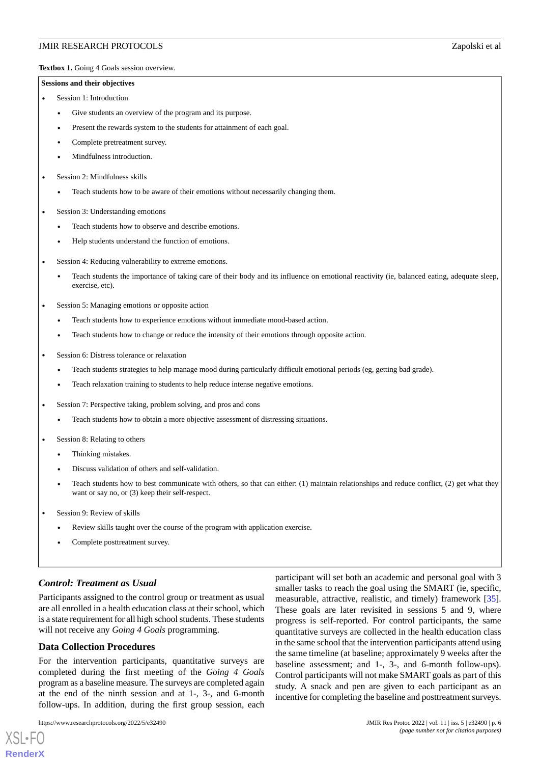**Textbox 1.** Going 4 Goals session overview.

**Sessions and their objectives**

- Session 1: Introduction
  - Give students an overview of the program and its purpose.
  - Present the rewards system to the students for attainment of each goal.
  - Complete pretreatment survey.
  - Mindfulness introduction.
- Session 2: Mindfulness skills
  - Teach students how to be aware of their emotions without necessarily changing them.
- Session 3: Understanding emotions
  - Teach students how to observe and describe emotions.
  - Help students understand the function of emotions.
- Session 4: Reducing vulnerability to extreme emotions.
  - Teach students the importance of taking care of their body and its influence on emotional reactivity (ie, balanced eating, adequate sleep, exercise, etc).
- Session 5: Managing emotions or opposite action
  - Teach students how to experience emotions without immediate mood-based action.
  - Teach students how to change or reduce the intensity of their emotions through opposite action.
- Session 6: Distress tolerance or relaxation
  - Teach students strategies to help manage mood during particularly difficult emotional periods (eg, getting bad grade).
  - Teach relaxation training to students to help reduce intense negative emotions.
- Session 7: Perspective taking, problem solving, and pros and cons
  - Teach students how to obtain a more objective assessment of distressing situations.
- Session 8: Relating to others
  - Thinking mistakes.
  - Discuss validation of others and self-validation.
  - Teach students how to best communicate with others, so that can either: (1) maintain relationships and reduce conflict, (2) get what they want or say no, or (3) keep their self-respect.
- Session 9: Review of skills
  - Review skills taught over the course of the program with application exercise.
  - Complete posttreatment survey.

### *Control: Treatment as Usual*

Participants assigned to the control group or treatment as usual are all enrolled in a health education class at their school, which is a state requirement for all high school students. These students will not receive any *Going 4 Goals* programming.

## Data Collection Procedures

For the intervention participants, quantitative surveys are completed during the first meeting of the *Going 4 Goals* program as a baseline measure. The surveys are completed again at the end of the ninth session and at 1-, 3-, and 6-month follow-ups. In addition, during the first group session, each participant will set both an academic and personal goal with 3 smaller tasks to reach the goal using the SMART (ie, specific, measurable, attractive, realistic, and timely) framework [35]. These goals are later revisited in sessions 5 and 9, where progress is self-reported. For control participants, the same quantitative surveys are collected in the health education class in the same school that the intervention participants attend using the same timeline (at baseline; approximately 9 weeks after the baseline assessment; and 1-, 3-, and 6-month follow-ups). Control participants will not make SMART goals as part of this study. A snack and pen are given to each participant as an incentive for completing the baseline and posttreatment surveys.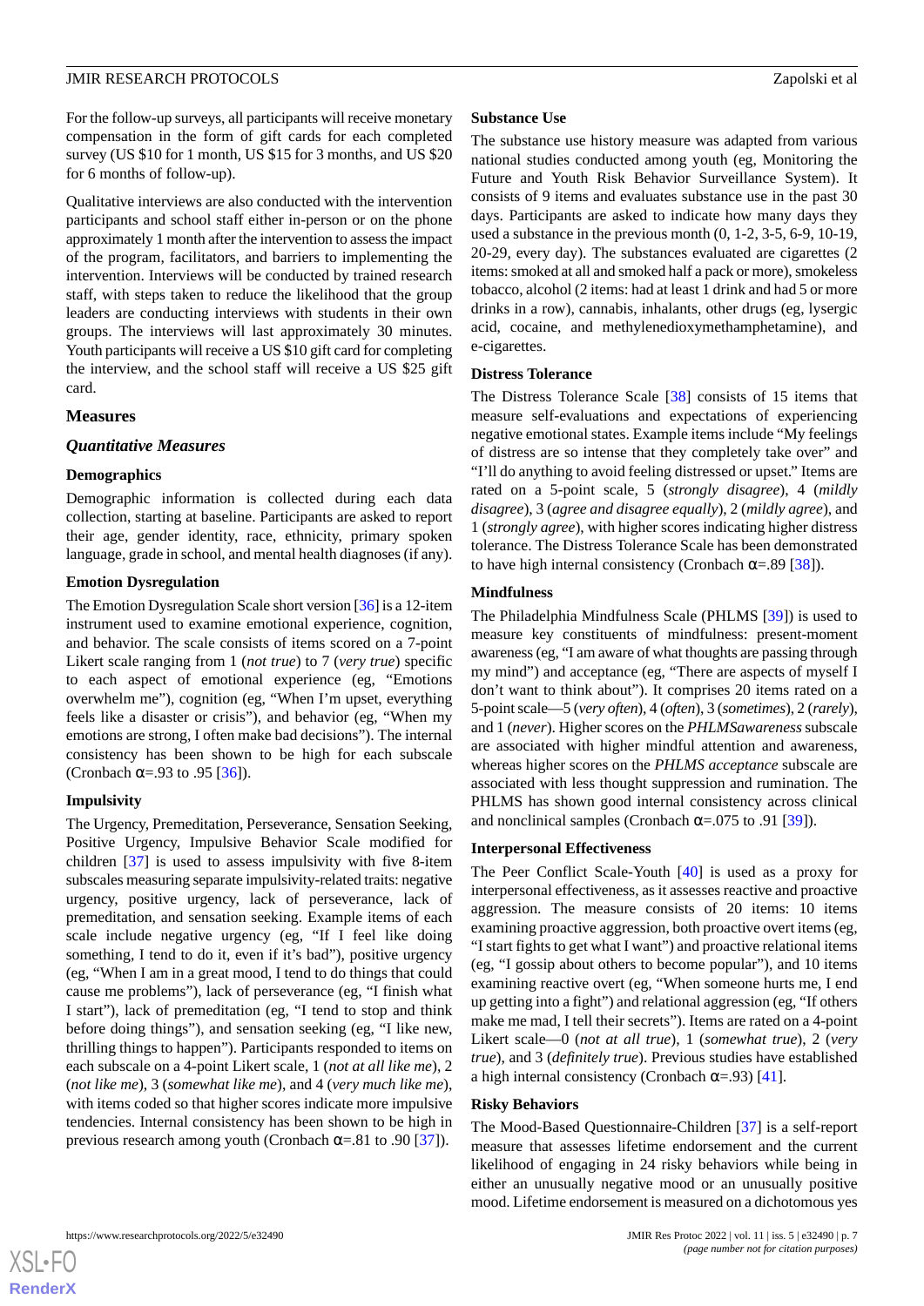For the follow-up surveys, all participants will receive monetary compensation in the form of gift cards for each completed survey (US $10 for 1 month, US $15 for 3 months, and US $20 for 6 months of follow-up).

Qualitative interviews are also conducted with the intervention participants and school staff either in-person or on the phone approximately 1 month after the intervention to assess the impact of the program, facilitators, and barriers to implementing the intervention. Interviews will be conducted by trained research staff, with steps taken to reduce the likelihood that the group leaders are conducting interviews with students in their own groups. The interviews will last approximately 30 minutes. Youth participants will receive a US $10 gift card for completing the interview, and the school staff will receive a US $25 gift card.

## Measures

### *Quantitative Measures*

#### Demographics

Demographic information is collected during each data collection, starting at baseline. Participants are asked to report their age, gender identity, race, ethnicity, primary spoken language, grade in school, and mental health diagnoses (if any).

#### Emotion Dysregulation

The Emotion Dysregulation Scale short version [36] is a 12-item instrument used to examine emotional experience, cognition, and behavior. The scale consists of items scored on a 7-point Likert scale ranging from 1 (*not true*) to 7 (*very true*) specific to each aspect of emotional experience (eg, "Emotions overwhelm me"), cognition (eg, "When I'm upset, everything feels like a disaster or crisis"), and behavior (eg, "When my emotions are strong, I often make bad decisions"). The internal consistency has been shown to be high for each subscale (Cronbach α=.93 to .95 [36]).

#### Impulsivity

The Urgency, Premeditation, Perseverance, Sensation Seeking, Positive Urgency, Impulsive Behavior Scale modified for children [37] is used to assess impulsivity with five 8-item subscales measuring separate impulsivity-related traits: negative urgency, positive urgency, lack of perseverance, lack of premeditation, and sensation seeking. Example items of each scale include negative urgency (eg, "If I feel like doing something, I tend to do it, even if it's bad"), positive urgency (eg, "When I am in a great mood, I tend to do things that could cause me problems"), lack of perseverance (eg, "I finish what I start"), lack of premeditation (eg, "I tend to stop and think before doing things"), and sensation seeking (eg, "I like new, thrilling things to happen"). Participants responded to items on each subscale on a 4-point Likert scale, 1 (*not at all like me*), 2 (*not like me*), 3 (*somewhat like me*), and 4 (*very much like me*), with items coded so that higher scores indicate more impulsive tendencies. Internal consistency has been shown to be high in previous research among youth (Cronbach α=.81 to .90 [37]).

#### Substance Use

The substance use history measure was adapted from various national studies conducted among youth (eg, Monitoring the Future and Youth Risk Behavior Surveillance System). It consists of 9 items and evaluates substance use in the past 30 days. Participants are asked to indicate how many days they used a substance in the previous month (0, 1-2, 3-5, 6-9, 10-19, 20-29, every day). The substances evaluated are cigarettes (2 items: smoked at all and smoked half a pack or more), smokeless tobacco, alcohol (2 items: had at least 1 drink and had 5 or more drinks in a row), cannabis, inhalants, other drugs (eg, lysergic acid, cocaine, and methylenedioxymethamphetamine), and e-cigarettes.

#### Distress Tolerance

The Distress Tolerance Scale [38] consists of 15 items that measure self-evaluations and expectations of experiencing negative emotional states. Example items include "My feelings of distress are so intense that they completely take over" and "I'll do anything to avoid feeling distressed or upset." Items are rated on a 5-point scale, 5 (*strongly disagree*), 4 (*mildly disagree*), 3 (*agree and disagree equally*), 2 (*mildly agree*), and 1 (*strongly agree*), with higher scores indicating higher distress tolerance. The Distress Tolerance Scale has been demonstrated to have high internal consistency (Cronbach α=.89 [38]).

#### Mindfulness

The Philadelphia Mindfulness Scale (PHLMS [39]) is used to measure key constituents of mindfulness: present-moment awareness (eg, "I am aware of what thoughts are passing through my mind") and acceptance (eg, "There are aspects of myself I don't want to think about"). It comprises 20 items rated on a 5-point scale—5 (*very often*), 4 (*often*), 3 (*sometimes*), 2 (*rarely*), and 1 (*never*). Higher scores on the *PHLMSawareness* subscale are associated with higher mindful attention and awareness, whereas higher scores on the *PHLMS acceptance* subscale are associated with less thought suppression and rumination. The PHLMS has shown good internal consistency across clinical and nonclinical samples (Cronbach α=.075 to .91 [39]).

#### Interpersonal Effectiveness

The Peer Conflict Scale-Youth [40] is used as a proxy for interpersonal effectiveness, as it assesses reactive and proactive aggression. The measure consists of 20 items: 10 items examining proactive aggression, both proactive overt items (eg, "I start fights to get what I want") and proactive relational items (eg, "I gossip about others to become popular"), and 10 items examining reactive overt (eg, "When someone hurts me, I end up getting into a fight") and relational aggression (eg, "If others make me mad, I tell their secrets"). Items are rated on a 4-point Likert scale—0 (*not at all true*), 1 (*somewhat true*), 2 (*very true*), and 3 (*definitely true*). Previous studies have established a high internal consistency (Cronbach α=.93) [41].

#### Risky Behaviors

The Mood-Based Questionnaire-Children [37] is a self-report measure that assesses lifetime endorsement and the current likelihood of engaging in 24 risky behaviors while being in either an unusually negative mood or an unusually positive mood. Lifetime endorsement is measured on a dichotomous yes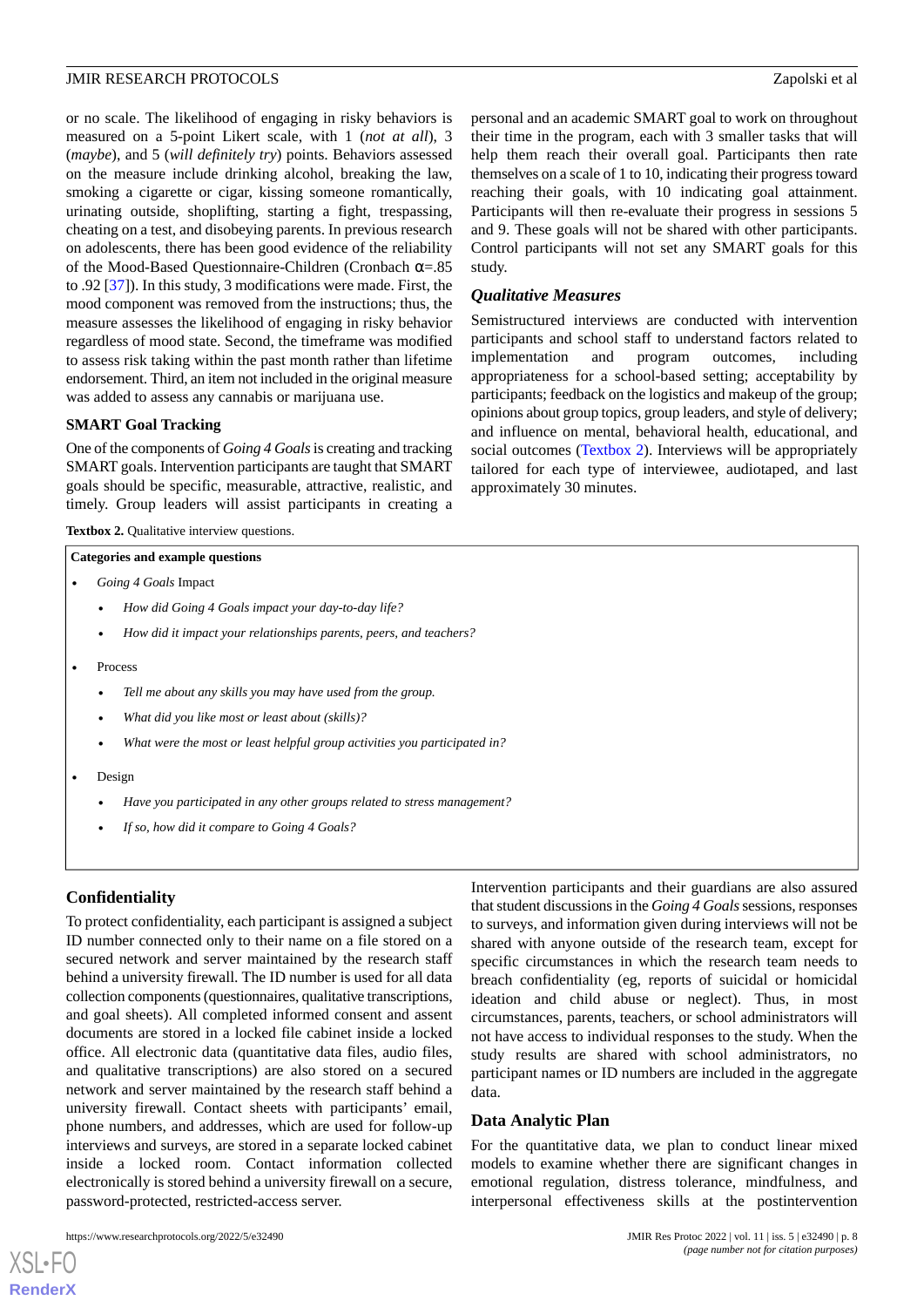or no scale. The likelihood of engaging in risky behaviors is measured on a 5-point Likert scale, with 1 (*not at all*), 3 (*maybe*), and 5 (*will definitely try*) points. Behaviors assessed on the measure include drinking alcohol, breaking the law, smoking a cigarette or cigar, kissing someone romantically, urinating outside, shoplifting, starting a fight, trespassing, cheating on a test, and disobeying parents. In previous research on adolescents, there has been good evidence of the reliability of the Mood-Based Questionnaire-Children (Cronbach α=.85 to .92 [37]). In this study, 3 modifications were made. First, the mood component was removed from the instructions; thus, the measure assesses the likelihood of engaging in risky behavior regardless of mood state. Second, the timeframe was modified to assess risk taking within the past month rather than lifetime endorsement. Third, an item not included in the original measure was added to assess any cannabis or marijuana use.

### SMART Goal Tracking

One of the components of *Going 4 Goals* is creating and tracking SMART goals. Intervention participants are taught that SMART goals should be specific, measurable, attractive, realistic, and timely. Group leaders will assist participants in creating a personal and an academic SMART goal to work on throughout their time in the program, each with 3 smaller tasks that will help them reach their overall goal. Participants then rate themselves on a scale of 1 to 10, indicating their progress toward reaching their goals, with 10 indicating goal attainment. Participants will then re-evaluate their progress in sessions 5 and 9. These goals will not be shared with other participants. Control participants will not set any SMART goals for this study.

### *Qualitative Measures*

Semistructured interviews are conducted with intervention participants and school staff to understand factors related to implementation and program outcomes, including appropriateness for a school-based setting; acceptability by participants; feedback on the logistics and makeup of the group; opinions about group topics, group leaders, and style of delivery; and influence on mental, behavioral health, educational, and social outcomes (Textbox 2). Interviews will be appropriately tailored for each type of interviewee, audiotaped, and last approximately 30 minutes.

**Textbox 2.** Qualitative interview questions.

**Categories and example questions**

- *Going 4 Goals* Impact
  - *How did Going 4 Goals impact your day-to-day life?*
  - *How did it impact your relationships parents, peers, and teachers?*
- Process
  - *Tell me about any skills you may have used from the group.*
  - *What did you like most or least about (skills)?*
  - *What were the most or least helpful group activities you participated in?*
- Design
  - *Have you participated in any other groups related to stress management?*
  - *If so, how did it compare to Going 4 Goals?*

## Confidentiality

To protect confidentiality, each participant is assigned a subject ID number connected only to their name on a file stored on a secured network and server maintained by the research staff behind a university firewall. The ID number is used for all data collection components (questionnaires, qualitative transcriptions, and goal sheets). All completed informed consent and assent documents are stored in a locked file cabinet inside a locked office. All electronic data (quantitative data files, audio files, and qualitative transcriptions) are also stored on a secured network and server maintained by the research staff behind a university firewall. Contact sheets with participants' email, phone numbers, and addresses, which are used for follow-up interviews and surveys, are stored in a separate locked cabinet inside a locked room. Contact information collected electronically is stored behind a university firewall on a secure, password-protected, restricted-access server.

Intervention participants and their guardians are also assured that student discussions in the *Going 4 Goals* sessions, responses to surveys, and information given during interviews will not be shared with anyone outside of the research team, except for specific circumstances in which the research team needs to breach confidentiality (eg, reports of suicidal or homicidal ideation and child abuse or neglect). Thus, in most circumstances, parents, teachers, or school administrators will not have access to individual responses to the study. When the study results are shared with school administrators, no participant names or ID numbers are included in the aggregate data.

## Data Analytic Plan

For the quantitative data, we plan to conduct linear mixed models to examine whether there are significant changes in emotional regulation, distress tolerance, mindfulness, and interpersonal effectiveness skills at the postintervention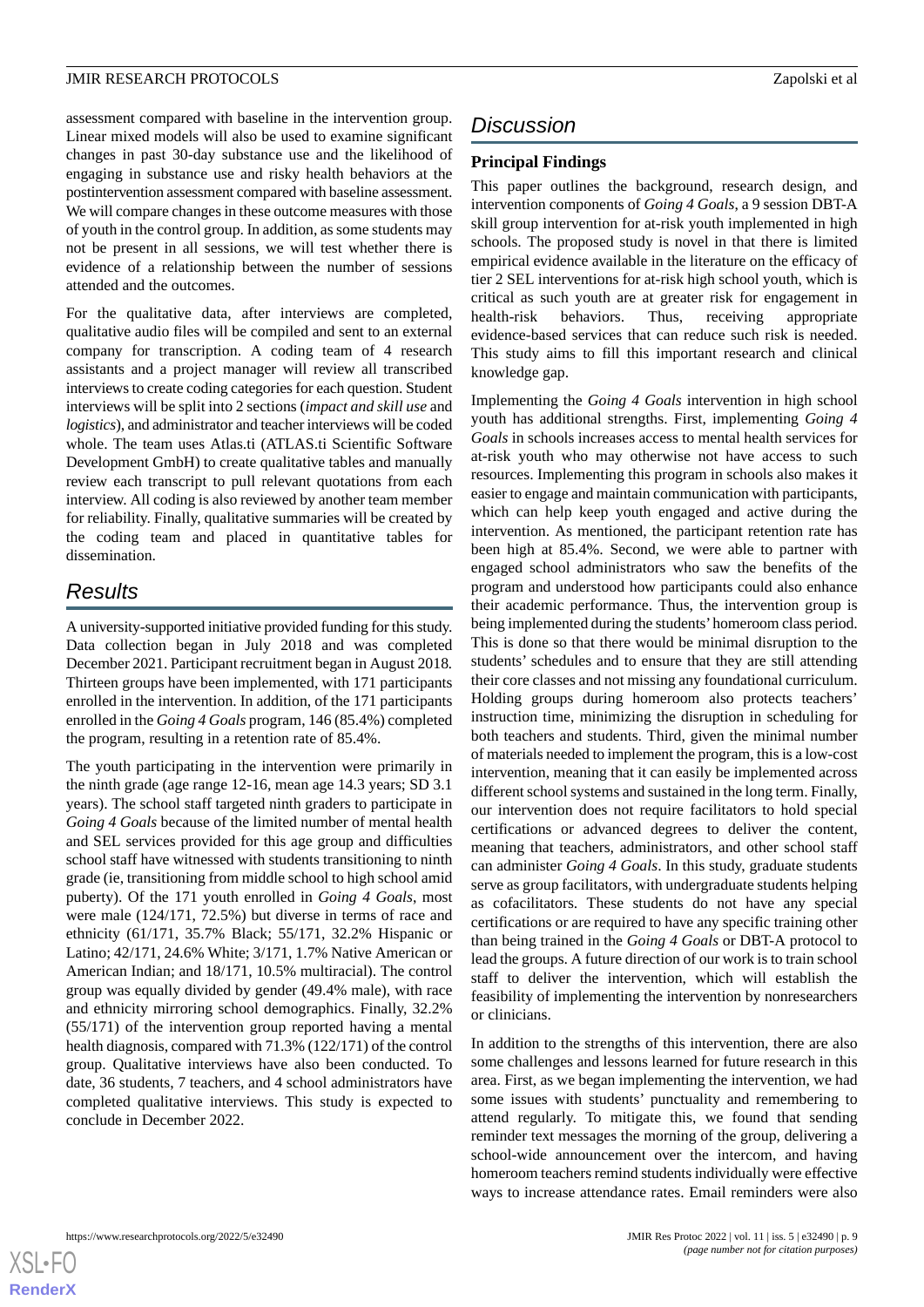assessment compared with baseline in the intervention group. Linear mixed models will also be used to examine significant changes in past 30-day substance use and the likelihood of engaging in substance use and risky health behaviors at the postintervention assessment compared with baseline assessment. We will compare changes in these outcome measures with those of youth in the control group. In addition, as some students may not be present in all sessions, we will test whether there is evidence of a relationship between the number of sessions attended and the outcomes.

For the qualitative data, after interviews are completed, qualitative audio files will be compiled and sent to an external company for transcription. A coding team of 4 research assistants and a project manager will review all transcribed interviews to create coding categories for each question. Student interviews will be split into 2 sections (*impact and skill use* and *logistics*), and administrator and teacher interviews will be coded whole. The team uses Atlas.ti (ATLAS.ti Scientific Software Development GmbH) to create qualitative tables and manually review each transcript to pull relevant quotations from each interview. All coding is also reviewed by another team member for reliability. Finally, qualitative summaries will be created by the coding team and placed in quantitative tables for dissemination.

# Results

A university-supported initiative provided funding for this study. Data collection began in July 2018 and was completed December 2021. Participant recruitment began in August 2018. Thirteen groups have been implemented, with 171 participants enrolled in the intervention. In addition, of the 171 participants enrolled in the *Going 4 Goals* program, 146 (85.4%) completed the program, resulting in a retention rate of 85.4%.

The youth participating in the intervention were primarily in the ninth grade (age range 12-16, mean age 14.3 years; SD 3.1 years). The school staff targeted ninth graders to participate in *Going 4 Goals* because of the limited number of mental health and SEL services provided for this age group and difficulties school staff have witnessed with students transitioning to ninth grade (ie, transitioning from middle school to high school amid puberty). Of the 171 youth enrolled in *Going 4 Goals*, most were male (124/171, 72.5%) but diverse in terms of race and ethnicity (61/171, 35.7% Black; 55/171, 32.2% Hispanic or Latino; 42/171, 24.6% White; 3/171, 1.7% Native American or American Indian; and 18/171, 10.5% multiracial). The control group was equally divided by gender (49.4% male), with race and ethnicity mirroring school demographics. Finally, 32.2% (55/171) of the intervention group reported having a mental health diagnosis, compared with 71.3% (122/171) of the control group. Qualitative interviews have also been conducted. To date, 36 students, 7 teachers, and 4 school administrators have completed qualitative interviews. This study is expected to conclude in December 2022.

# Discussion

## Principal Findings

This paper outlines the background, research design, and intervention components of *Going 4 Goals*, a 9 session DBT-A skill group intervention for at-risk youth implemented in high schools. The proposed study is novel in that there is limited empirical evidence available in the literature on the efficacy of tier 2 SEL interventions for at-risk high school youth, which is critical as such youth are at greater risk for engagement in health-risk behaviors. Thus, receiving appropriate evidence-based services that can reduce such risk is needed. This study aims to fill this important research and clinical knowledge gap.

Implementing the *Going 4 Goals* intervention in high school youth has additional strengths. First, implementing *Going 4 Goals* in schools increases access to mental health services for at-risk youth who may otherwise not have access to such resources. Implementing this program in schools also makes it easier to engage and maintain communication with participants, which can help keep youth engaged and active during the intervention. As mentioned, the participant retention rate has been high at 85.4%. Second, we were able to partner with engaged school administrators who saw the benefits of the program and understood how participants could also enhance their academic performance. Thus, the intervention group is being implemented during the students' homeroom class period. This is done so that there would be minimal disruption to the students' schedules and to ensure that they are still attending their core classes and not missing any foundational curriculum. Holding groups during homeroom also protects teachers' instruction time, minimizing the disruption in scheduling for both teachers and students. Third, given the minimal number of materials needed to implement the program, this is a low-cost intervention, meaning that it can easily be implemented across different school systems and sustained in the long term. Finally, our intervention does not require facilitators to hold special certifications or advanced degrees to deliver the content, meaning that teachers, administrators, and other school staff can administer *Going 4 Goals*. In this study, graduate students serve as group facilitators, with undergraduate students helping as cofacilitators. These students do not have any special certifications or are required to have any specific training other than being trained in the *Going 4 Goals* or DBT-A protocol to lead the groups. A future direction of our work is to train school staff to deliver the intervention, which will establish the feasibility of implementing the intervention by nonresearchers or clinicians.

In addition to the strengths of this intervention, there are also some challenges and lessons learned for future research in this area. First, as we began implementing the intervention, we had some issues with students' punctuality and remembering to attend regularly. To mitigate this, we found that sending reminder text messages the morning of the group, delivering a school-wide announcement over the intercom, and having homeroom teachers remind students individually were effective ways to increase attendance rates. Email reminders were also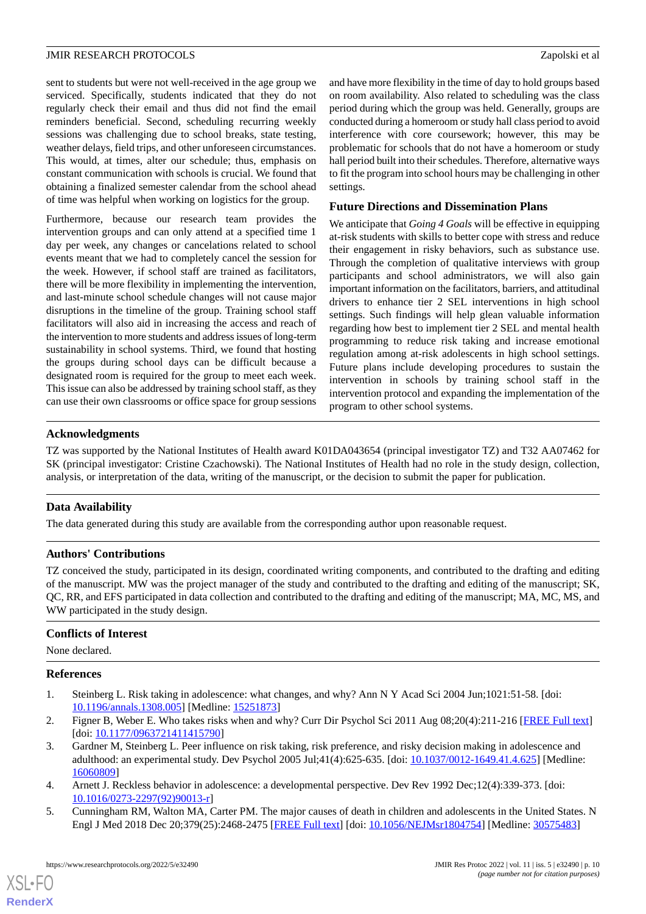sent to students but were not well-received in the age group we serviced. Specifically, students indicated that they do not regularly check their email and thus did not find the email reminders beneficial. Second, scheduling recurring weekly sessions was challenging due to school breaks, state testing, weather delays, field trips, and other unforeseen circumstances. This would, at times, alter our schedule; thus, emphasis on constant communication with schools is crucial. We found that obtaining a finalized semester calendar from the school ahead of time was helpful when working on logistics for the group.

Furthermore, because our research team provides the intervention groups and can only attend at a specified time 1 day per week, any changes or cancelations related to school events meant that we had to completely cancel the session for the week. However, if school staff are trained as facilitators, there will be more flexibility in implementing the intervention, and last-minute school schedule changes will not cause major disruptions in the timeline of the group. Training school staff facilitators will also aid in increasing the access and reach of the intervention to more students and address issues of long-term sustainability in school systems. Third, we found that hosting the groups during school days can be difficult because a designated room is required for the group to meet each week. This issue can also be addressed by training school staff, as they can use their own classrooms or office space for group sessions and have more flexibility in the time of day to hold groups based on room availability. Also related to scheduling was the class period during which the group was held. Generally, groups are conducted during a homeroom or study hall class period to avoid interference with core coursework; however, this may be problematic for schools that do not have a homeroom or study hall period built into their schedules. Therefore, alternative ways to fit the program into school hours may be challenging in other settings.

### Future Directions and Dissemination Plans

We anticipate that *Going 4 Goals* will be effective in equipping at-risk students with skills to better cope with stress and reduce their engagement in risky behaviors, such as substance use. Through the completion of qualitative interviews with group participants and school administrators, we will also gain important information on the facilitators, barriers, and attitudinal drivers to enhance tier 2 SEL interventions in high school settings. Such findings will help glean valuable information regarding how best to implement tier 2 SEL and mental health programming to reduce risk taking and increase emotional regulation among at-risk adolescents in high school settings. Future plans include developing procedures to sustain the intervention in schools by training school staff in the intervention protocol and expanding the implementation of the program to other school systems.

## Acknowledgments

TZ was supported by the National Institutes of Health award K01DA043654 (principal investigator TZ) and T32 AA07462 for SK (principal investigator: Cristine Czachowski). The National Institutes of Health had no role in the study design, collection, analysis, or interpretation of the data, writing of the manuscript, or the decision to submit the paper for publication.

## Data Availability

The data generated during this study are available from the corresponding author upon reasonable request.

## Authors' Contributions

TZ conceived the study, participated in its design, coordinated writing components, and contributed to the drafting and editing of the manuscript. MW was the project manager of the study and contributed to the drafting and editing of the manuscript; SK, QC, RR, and EFS participated in data collection and contributed to the drafting and editing of the manuscript; MA, MC, MS, and WW participated in the study design.

## Conflicts of Interest

None declared.

## References

1. Steinberg L. Risk taking in adolescence: what changes, and why? Ann N Y Acad Sci 2004 Jun;1021:51-58. [doi: 10.1196/annals.1308.005] [Medline: 15251873]
2. Figner B, Weber E. Who takes risks when and why? Curr Dir Psychol Sci 2011 Aug 08;20(4):211-216 [FREE Full text] [doi: 10.1177/0963721411415790]
3. Gardner M, Steinberg L. Peer influence on risk taking, risk preference, and risky decision making in adolescence and adulthood: an experimental study. Dev Psychol 2005 Jul;41(4):625-635. [doi: 10.1037/0012-1649.41.4.625] [Medline: 16060809]
4. Arnett J. Reckless behavior in adolescence: a developmental perspective. Dev Rev 1992 Dec;12(4):339-373. [doi: 10.1016/0273-2297(92)90013-r]
5. Cunningham RM, Walton MA, Carter PM. The major causes of death in children and adolescents in the United States. N Engl J Med 2018 Dec 20;379(25):2468-2475 [FREE Full text] [doi: 10.1056/NEJMsr1804754] [Medline: 30575483]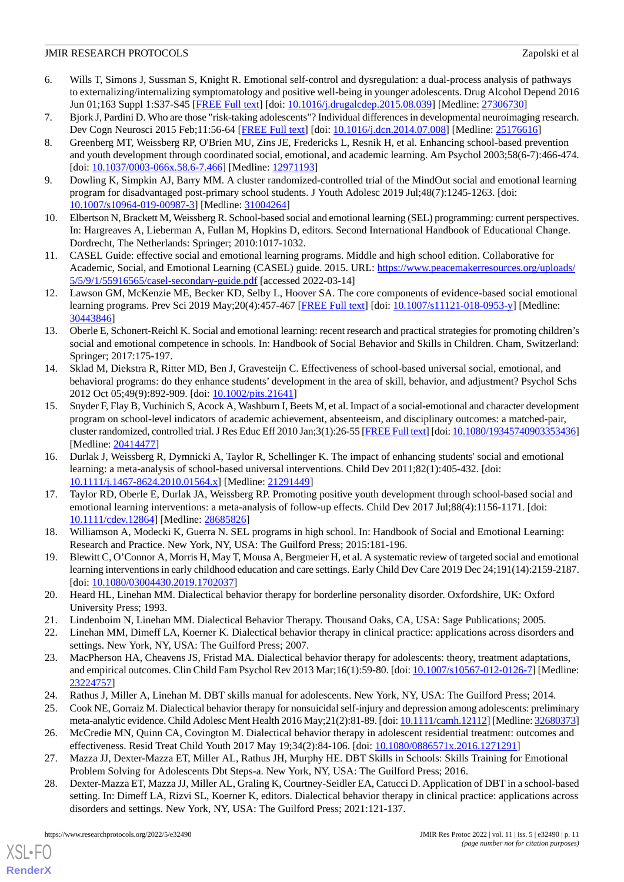6. Wills T, Simons J, Sussman S, Knight R. Emotional self-control and dysregulation: a dual-process analysis of pathways to externalizing/internalizing symptomatology and positive well-being in younger adolescents. Drug Alcohol Depend 2016 Jun 01;163 Suppl 1:S37-S45 [FREE Full text] [doi: 10.1016/j.drugalcdep.2015.08.039] [Medline: 27306730]
7. Bjork J, Pardini D. Who are those "risk-taking adolescents"? Individual differences in developmental neuroimaging research. Dev Cogn Neurosci 2015 Feb;11:56-64 [FREE Full text] [doi: 10.1016/j.dcn.2014.07.008] [Medline: 25176616]
8. Greenberg MT, Weissberg RP, O'Brien MU, Zins JE, Fredericks L, Resnik H, et al. Enhancing school-based prevention and youth development through coordinated social, emotional, and academic learning. Am Psychol 2003;58(6-7):466-474. [doi: 10.1037/0003-066x.58.6-7.466] [Medline: 12971193]
9. Dowling K, Simpkin AJ, Barry MM. A cluster randomized-controlled trial of the MindOut social and emotional learning program for disadvantaged post-primary school students. J Youth Adolesc 2019 Jul;48(7):1245-1263. [doi: 10.1007/s10964-019-00987-3] [Medline: 31004264]
10. Elbertson N, Brackett M, Weissberg R. School-based social and emotional learning (SEL) programming: current perspectives. In: Hargreaves A, Lieberman A, Fullan M, Hopkins D, editors. Second International Handbook of Educational Change. Dordrecht, The Netherlands: Springer; 2010:1017-1032.
11. CASEL Guide: effective social and emotional learning programs. Middle and high school edition. Collaborative for Academic, Social, and Emotional Learning (CASEL) guide. 2015. URL: https://www.peacemakerresources.org/uploads/5/5/9/1/55916565/casel-secondary-guide.pdf [accessed 2022-03-14]
12. Lawson GM, McKenzie ME, Becker KD, Selby L, Hoover SA. The core components of evidence-based social emotional learning programs. Prev Sci 2019 May;20(4):457-467 [FREE Full text] [doi: 10.1007/s11121-018-0953-y] [Medline: 30443846]
13. Oberle E, Schonert-Reichl K. Social and emotional learning: recent research and practical strategies for promoting children's social and emotional competence in schools. In: Handbook of Social Behavior and Skills in Children. Cham, Switzerland: Springer; 2017:175-197.
14. Sklad M, Diekstra R, Ritter MD, Ben J, Gravesteijn C. Effectiveness of school-based universal social, emotional, and behavioral programs: do they enhance students' development in the area of skill, behavior, and adjustment? Psychol Schs 2012 Oct 05;49(9):892-909. [doi: 10.1002/pits.21641]
15. Snyder F, Flay B, Vuchinich S, Acock A, Washburn I, Beets M, et al. Impact of a social-emotional and character development program on school-level indicators of academic achievement, absenteeism, and disciplinary outcomes: a matched-pair, cluster randomized, controlled trial. J Res Educ Eff 2010 Jan;3(1):26-55 [FREE Full text] [doi: 10.1080/19345740903353436] [Medline: 20414477]
16. Durlak J, Weissberg R, Dymnicki A, Taylor R, Schellinger K. The impact of enhancing students' social and emotional learning: a meta-analysis of school-based universal interventions. Child Dev 2011;82(1):405-432. [doi: 10.1111/j.1467-8624.2010.01564.x] [Medline: 21291449]
17. Taylor RD, Oberle E, Durlak JA, Weissberg RP. Promoting positive youth development through school-based social and emotional learning interventions: a meta-analysis of follow-up effects. Child Dev 2017 Jul;88(4):1156-1171. [doi: 10.1111/cdev.12864] [Medline: 28685826]
18. Williamson A, Modecki K, Guerra N. SEL programs in high school. In: Handbook of Social and Emotional Learning: Research and Practice. New York, NY, USA: The Guilford Press; 2015:181-196.
19. Blewitt C, O'Connor A, Morris H, May T, Mousa A, Bergmeier H, et al. A systematic review of targeted social and emotional learning interventions in early childhood education and care settings. Early Child Dev Care 2019 Dec 24;191(14):2159-2187. [doi: 10.1080/03004430.2019.1702037]
20. Heard HL, Linehan MM. Dialectical behavior therapy for borderline personality disorder. Oxfordshire, UK: Oxford University Press; 1993.
21. Lindenboim N, Linehan MM. Dialectical Behavior Therapy. Thousand Oaks, CA, USA: Sage Publications; 2005.
22. Linehan MM, Dimeff LA, Koerner K. Dialectical behavior therapy in clinical practice: applications across disorders and settings. New York, NY, USA: The Guilford Press; 2007.
23. MacPherson HA, Cheavens JS, Fristad MA. Dialectical behavior therapy for adolescents: theory, treatment adaptations, and empirical outcomes. Clin Child Fam Psychol Rev 2013 Mar;16(1):59-80. [doi: 10.1007/s10567-012-0126-7] [Medline: 23224757]
24. Rathus J, Miller A, Linehan M. DBT skills manual for adolescents. New York, NY, USA: The Guilford Press; 2014.
25. Cook NE, Gorraiz M. Dialectical behavior therapy for nonsuicidal self-injury and depression among adolescents: preliminary meta-analytic evidence. Child Adolesc Ment Health 2016 May;21(2):81-89. [doi: 10.1111/camh.12112] [Medline: 32680373]
26. McCredie MN, Quinn CA, Covington M. Dialectical behavior therapy in adolescent residential treatment: outcomes and effectiveness. Resid Treat Child Youth 2017 May 19;34(2):84-106. [doi: 10.1080/0886571x.2016.1271291]
27. Mazza JJ, Dexter-Mazza ET, Miller AL, Rathus JH, Murphy HE. DBT Skills in Schools: Skills Training for Emotional Problem Solving for Adolescents Dbt Steps-a. New York, NY, USA: The Guilford Press; 2016.
28. Dexter-Mazza ET, Mazza JJ, Miller AL, Graling K, Courtney-Seidler EA, Catucci D. Application of DBT in a school-based setting. In: Dimeff LA, Rizvi SL, Koerner K, editors. Dialectical behavior therapy in clinical practice: applications across disorders and settings. New York, NY, USA: The Guilford Press; 2021:121-137.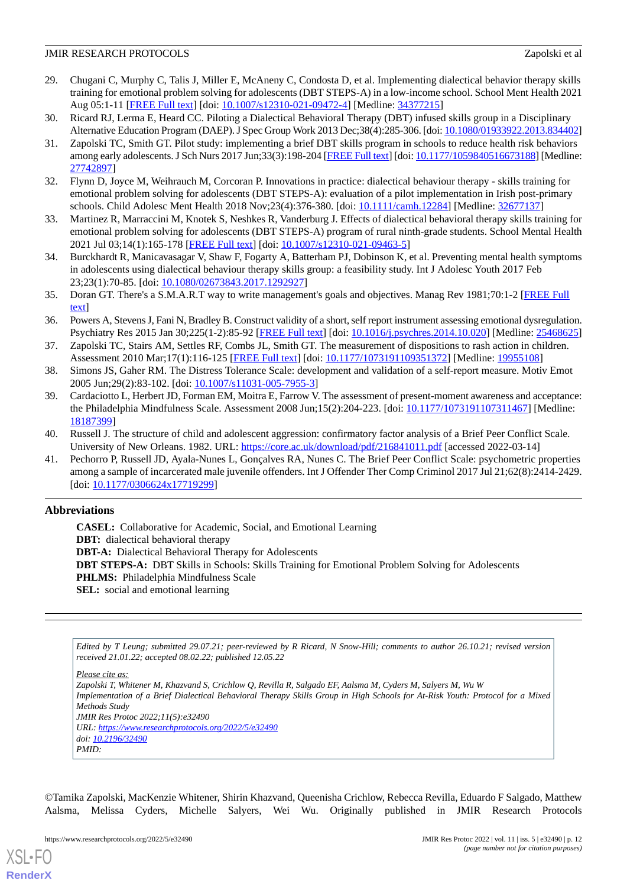29. Chugani C, Murphy C, Talis J, Miller E, McAneny C, Condosta D, et al. Implementing dialectical behavior therapy skills training for emotional problem solving for adolescents (DBT STEPS-A) in a low-income school. School Ment Health 2021 Aug 05:1-11 [FREE Full text] [doi: 10.1007/s12310-021-09472-4] [Medline: 34377215]
30. Ricard RJ, Lerma E, Heard CC. Piloting a Dialectical Behavioral Therapy (DBT) infused skills group in a Disciplinary Alternative Education Program (DAEP). J Spec Group Work 2013 Dec;38(4):285-306. [doi: 10.1080/01933922.2013.834402]
31. Zapolski TC, Smith GT. Pilot study: implementing a brief DBT skills program in schools to reduce health risk behaviors among early adolescents. J Sch Nurs 2017 Jun;33(3):198-204 [FREE Full text] [doi: 10.1177/1059840516673188] [Medline: 27742897]
32. Flynn D, Joyce M, Weihrauch M, Corcoran P. Innovations in practice: dialectical behaviour therapy - skills training for emotional problem solving for adolescents (DBT STEPS-A): evaluation of a pilot implementation in Irish post-primary schools. Child Adolesc Ment Health 2018 Nov;23(4):376-380. [doi: 10.1111/camh.12284] [Medline: 32677137]
33. Martinez R, Marraccini M, Knotek S, Neshkes R, Vanderburg J. Effects of dialectical behavioral therapy skills training for emotional problem solving for adolescents (DBT STEPS-A) program of rural ninth-grade students. School Mental Health 2021 Jul 03;14(1):165-178 [FREE Full text] [doi: 10.1007/s12310-021-09463-5]
34. Burckhardt R, Manicavasagar V, Shaw F, Fogarty A, Batterham PJ, Dobinson K, et al. Preventing mental health symptoms in adolescents using dialectical behaviour therapy skills group: a feasibility study. Int J Adolesc Youth 2017 Feb 23;23(1):70-85. [doi: 10.1080/02673843.2017.1292927]
35. Doran GT. There's a S.M.A.R.T way to write management's goals and objectives. Manag Rev 1981;70:1-2 [FREE Full text]
36. Powers A, Stevens J, Fani N, Bradley B. Construct validity of a short, self report instrument assessing emotional dysregulation. Psychiatry Res 2015 Jan 30;225(1-2):85-92 [FREE Full text] [doi: 10.1016/j.psychres.2014.10.020] [Medline: 25468625]
37. Zapolski TC, Stairs AM, Settles RF, Combs JL, Smith GT. The measurement of dispositions to rash action in children. Assessment 2010 Mar;17(1):116-125 [FREE Full text] [doi: 10.1177/1073191109351372] [Medline: 19955108]
38. Simons JS, Gaher RM. The Distress Tolerance Scale: development and validation of a self-report measure. Motiv Emot 2005 Jun;29(2):83-102. [doi: 10.1007/s11031-005-7955-3]
39. Cardaciotto L, Herbert JD, Forman EM, Moitra E, Farrow V. The assessment of present-moment awareness and acceptance: the Philadelphia Mindfulness Scale. Assessment 2008 Jun;15(2):204-223. [doi: 10.1177/1073191107311467] [Medline: 18187399]
40. Russell J. The structure of child and adolescent aggression: confirmatory factor analysis of a Brief Peer Conflict Scale. University of New Orleans. 1982. URL: https://core.ac.uk/download/pdf/216841011.pdf [accessed 2022-03-14]
41. Pechorro P, Russell JD, Ayala-Nunes L, Gonçalves RA, Nunes C. The Brief Peer Conflict Scale: psychometric properties among a sample of incarcerated male juvenile offenders. Int J Offender Ther Comp Criminol 2017 Jul 21;62(8):2414-2429. [doi: 10.1177/0306624x17719299]

## Abbreviations

**CASEL:** Collaborative for Academic, Social, and Emotional Learning
**DBT:** dialectical behavioral therapy
**DBT-A:** Dialectical Behavioral Therapy for Adolescents
**DBT STEPS-A:** DBT Skills in Schools: Skills Training for Emotional Problem Solving for Adolescents
**PHLMS:** Philadelphia Mindfulness Scale
**SEL:** social and emotional learning

---

*Edited by T Leung; submitted 29.07.21; peer-reviewed by R Ricard, N Snow-Hill; comments to author 26.10.21; revised version received 21.01.22; accepted 08.02.22; published 12.05.22*

*Please cite as:*
*Zapolski T, Whitener M, Khazvand S, Crichlow Q, Revilla R, Salgado EF, Aalsma M, Cyders M, Salyers M, Wu W*
*Implementation of a Brief Dialectical Behavioral Therapy Skills Group in High Schools for At-Risk Youth: Protocol for a Mixed Methods Study*
*JMIR Res Protoc 2022;11(5):e32490*
*URL: https://www.researchprotocols.org/2022/5/e32490*
*doi: 10.2196/32490*
*PMID:*

©Tamika Zapolski, MacKenzie Whitener, Shirin Khazvand, Queenisha Crichlow, Rebecca Revilla, Eduardo F Salgado, Matthew Aalsma, Melissa Cyders, Michelle Salyers, Wei Wu. Originally published in JMIR Research Protocols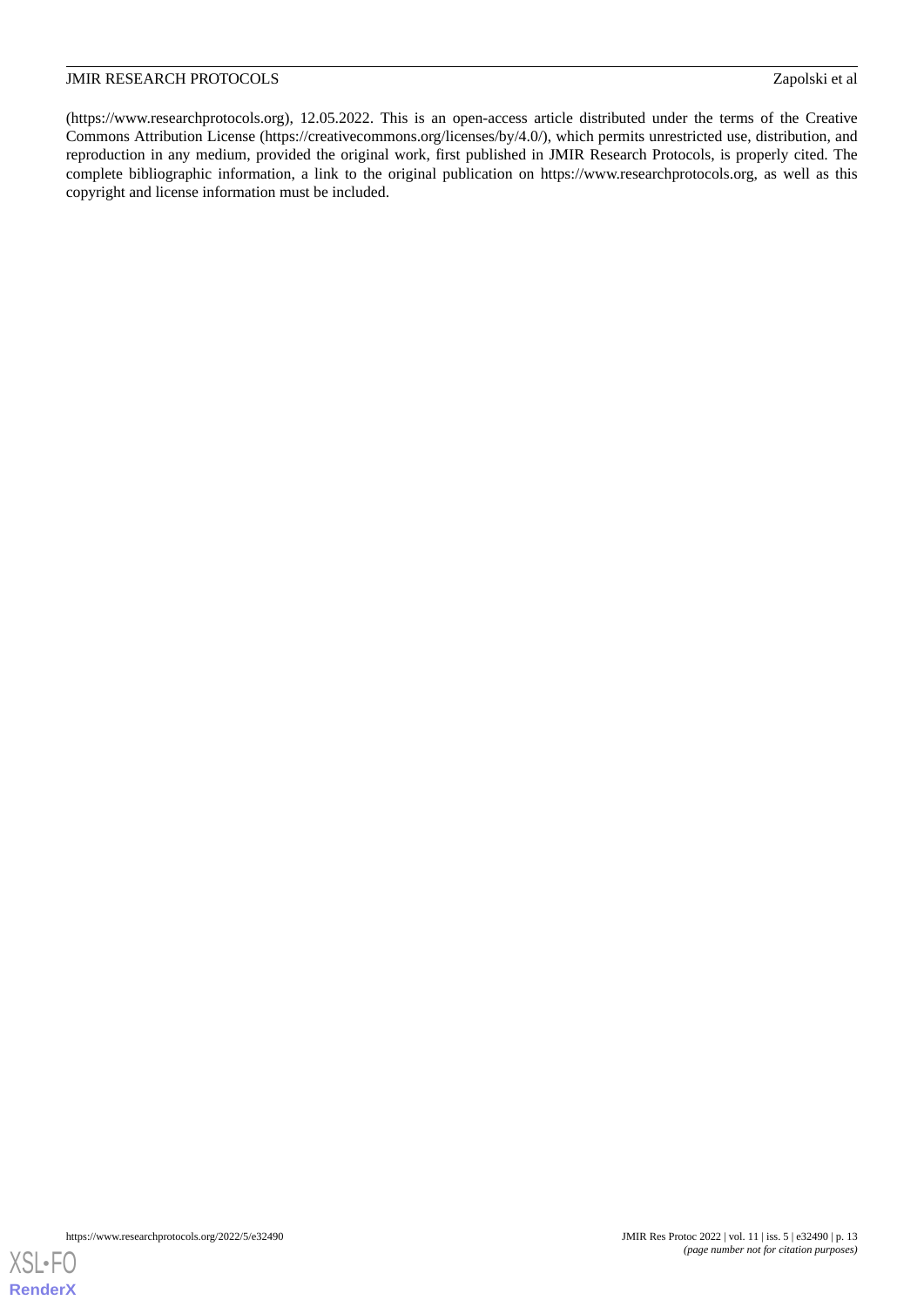(https://www.researchprotocols.org), 12.05.2022. This is an open-access article distributed under the terms of the Creative Commons Attribution License (https://creativecommons.org/licenses/by/4.0/), which permits unrestricted use, distribution, and reproduction in any medium, provided the original work, first published in JMIR Research Protocols, is properly cited. The complete bibliographic information, a link to the original publication on https://www.researchprotocols.org, as well as this copyright and license information must be included.